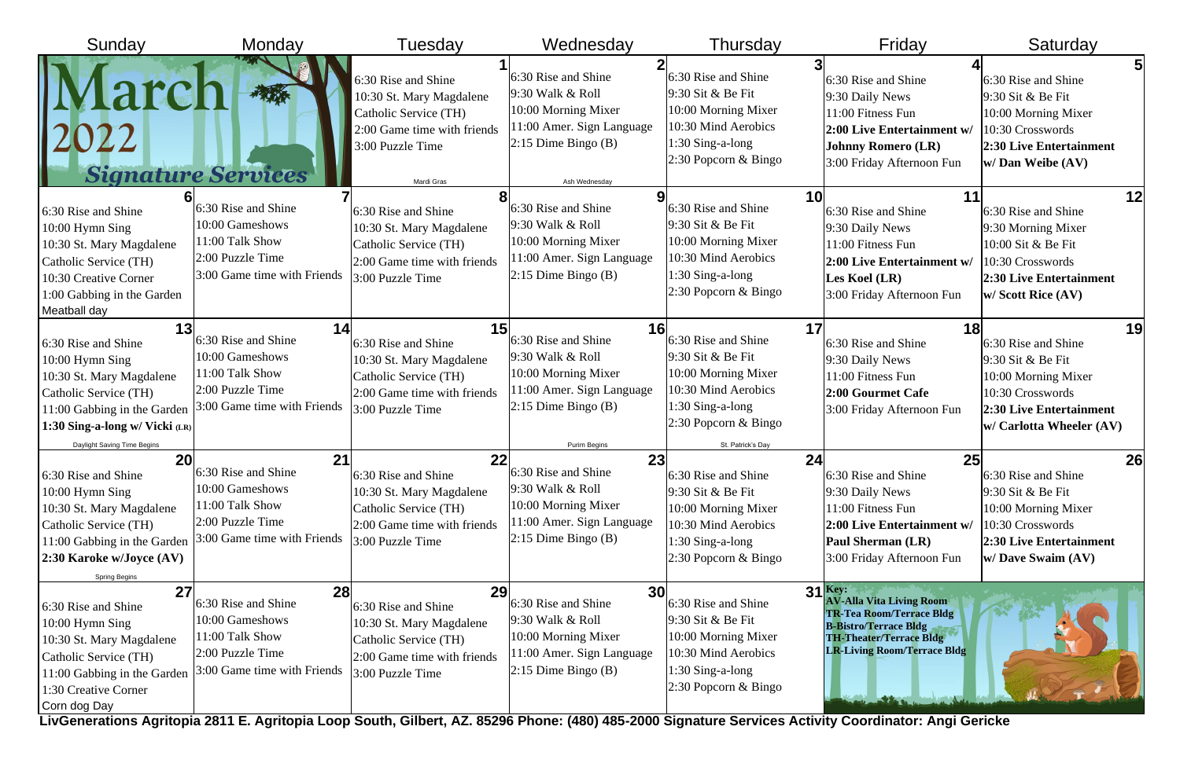# March 2022

## Signature Services

| Sunday | Monday | Tuesday | Wednesday | Thursday | Friday | Saturday |
|---|---|---|---|---|---|---|
| | | **1**<br>6:30 Rise and Shine<br>10:30 St. Mary Magdalene Catholic Service (TH)<br>2:00 Game time with friends<br>3:00 Puzzle Time<br>Mardi Gras | **2**<br>6:30 Rise and Shine<br>9:30 Walk & Roll<br>10:00 Morning Mixer<br>11:00 Amer. Sign Language<br>2:15 Dime Bingo (B)<br>Ash Wednesday | **3**<br>6:30 Rise and Shine<br>9:30 Sit & Be Fit<br>10:00 Morning Mixer<br>10:30 Mind Aerobics<br>1:30 Sing-a-long<br>2:30 Popcorn & Bingo | **4**<br>6:30 Rise and Shine<br>9:30 Daily News<br>11:00 Fitness Fun<br>**2:00 Live Entertainment w/ Johnny Romero (LR)**<br>3:00 Friday Afternoon Fun | **5**<br>6:30 Rise and Shine<br>9:30 Sit & Be Fit<br>10:00 Morning Mixer<br>10:30 Crosswords<br>**2:30 Live Entertainment w/ Dan Weibe (AV)** |
| **6**<br>6:30 Rise and Shine<br>10:00 Hymn Sing<br>10:30 St. Mary Magdalene Catholic Service (TH)<br>10:30 Creative Corner<br>1:00 Gabbing in the Garden<br>Meatball day | **7**<br>6:30 Rise and Shine<br>10:00 Gameshows<br>11:00 Talk Show<br>2:00 Puzzle Time<br>3:00 Game time with Friends | **8**<br>6:30 Rise and Shine<br>10:30 St. Mary Magdalene Catholic Service (TH)<br>2:00 Game time with friends<br>3:00 Puzzle Time | **9**<br>6:30 Rise and Shine<br>9:30 Walk & Roll<br>10:00 Morning Mixer<br>11:00 Amer. Sign Language<br>2:15 Dime Bingo (B) | **10**<br>6:30 Rise and Shine<br>9:30 Sit & Be Fit<br>10:00 Morning Mixer<br>10:30 Mind Aerobics<br>1:30 Sing-a-long<br>2:30 Popcorn & Bingo | **11**<br>6:30 Rise and Shine<br>9:30 Daily News<br>11:00 Fitness Fun<br>**2:00 Live Entertainment w/ Les Koel (LR)**<br>3:00 Friday Afternoon Fun | **12**<br>6:30 Rise and Shine<br>9:30 Morning Mixer<br>10:00 Sit & Be Fit<br>10:30 Crosswords<br>**2:30 Live Entertainment w/ Scott Rice (AV)** |
| **13**<br>6:30 Rise and Shine<br>10:00 Hymn Sing<br>10:30 St. Mary Magdalene Catholic Service (TH)<br>11:00 Gabbing in the Garden<br>**1:30 Sing-a-long w/ Vicki (LR)**<br>Daylight Saving Time Begins | **14**<br>6:30 Rise and Shine<br>10:00 Gameshows<br>11:00 Talk Show<br>2:00 Puzzle Time<br>3:00 Game time with Friends | **15**<br>6:30 Rise and Shine<br>10:30 St. Mary Magdalene Catholic Service (TH)<br>2:00 Game time with friends<br>3:00 Puzzle Time | **16**<br>6:30 Rise and Shine<br>9:30 Walk & Roll<br>10:00 Morning Mixer<br>11:00 Amer. Sign Language<br>2:15 Dime Bingo (B)<br>Purim Begins | **17**<br>6:30 Rise and Shine<br>9:30 Sit & Be Fit<br>10:00 Morning Mixer<br>10:30 Mind Aerobics<br>1:30 Sing-a-long<br>2:30 Popcorn & Bingo<br>St. Patrick's Day | **18**<br>6:30 Rise and Shine<br>9:30 Daily News<br>11:00 Fitness Fun<br>**2:00 Gourmet Cafe**<br>3:00 Friday Afternoon Fun | **19**<br>6:30 Rise and Shine<br>9:30 Sit & Be Fit<br>10:00 Morning Mixer<br>10:30 Crosswords<br>**2:30 Live Entertainment w/ Carlotta Wheeler (AV)** |
| **20**<br>6:30 Rise and Shine<br>10:00 Hymn Sing<br>10:30 St. Mary Magdalene Catholic Service (TH)<br>11:00 Gabbing in the Garden<br>**2:30 Karoke w/Joyce (AV)**<br>Spring Begins | **21**<br>6:30 Rise and Shine<br>10:00 Gameshows<br>11:00 Talk Show<br>2:00 Puzzle Time<br>3:00 Game time with Friends | **22**<br>6:30 Rise and Shine<br>10:30 St. Mary Magdalene Catholic Service (TH)<br>2:00 Game time with friends<br>3:00 Puzzle Time | **23**<br>6:30 Rise and Shine<br>9:30 Walk & Roll<br>10:00 Morning Mixer<br>11:00 Amer. Sign Language<br>2:15 Dime Bingo (B) | **24**<br>6:30 Rise and Shine<br>9:30 Sit & Be Fit<br>10:00 Morning Mixer<br>10:30 Mind Aerobics<br>1:30 Sing-a-long<br>2:30 Popcorn & Bingo | **25**<br>6:30 Rise and Shine<br>9:30 Daily News<br>11:00 Fitness Fun<br>**2:00 Live Entertainment w/ Paul Sherman (LR)**<br>3:00 Friday Afternoon Fun | **26**<br>6:30 Rise and Shine<br>9:30 Sit & Be Fit<br>10:00 Morning Mixer<br>10:30 Crosswords<br>**2:30 Live Entertainment w/ Dave Swaim (AV)** |
| **27**<br>6:30 Rise and Shine<br>10:00 Hymn Sing<br>10:30 St. Mary Magdalene Catholic Service (TH)<br>11:00 Gabbing in the Garden<br>1:30 Creative Corner<br>Corn dog Day | **28**<br>6:30 Rise and Shine<br>10:00 Gameshows<br>11:00 Talk Show<br>2:00 Puzzle Time<br>3:00 Game time with Friends | **29**<br>6:30 Rise and Shine<br>10:30 St. Mary Magdalene Catholic Service (TH)<br>2:00 Game time with friends<br>3:00 Puzzle Time | **30**<br>6:30 Rise and Shine<br>9:30 Walk & Roll<br>10:00 Morning Mixer<br>11:00 Amer. Sign Language<br>2:15 Dime Bingo (B) | **31**<br>6:30 Rise and Shine<br>9:30 Sit & Be Fit<br>10:00 Morning Mixer<br>10:30 Mind Aerobics<br>1:30 Sing-a-long<br>2:30 Popcorn & Bingo | **Key:**<br>**AV-Alla Vita Living Room**<br>**TR-Tea Room/Terrace Bldg**<br>**B-Bistro/Terrace Bldg**<br>**TH-Theater/Terrace Bldg**<br>**LR-Living Room/Terrace Bldg** | |

**LivGenerations Agritopia 2811 E. Agritopia Loop South, Gilbert, AZ. 85296 Phone: (480) 485-2000 Signature Services Activity Coordinator: Angi Gericke**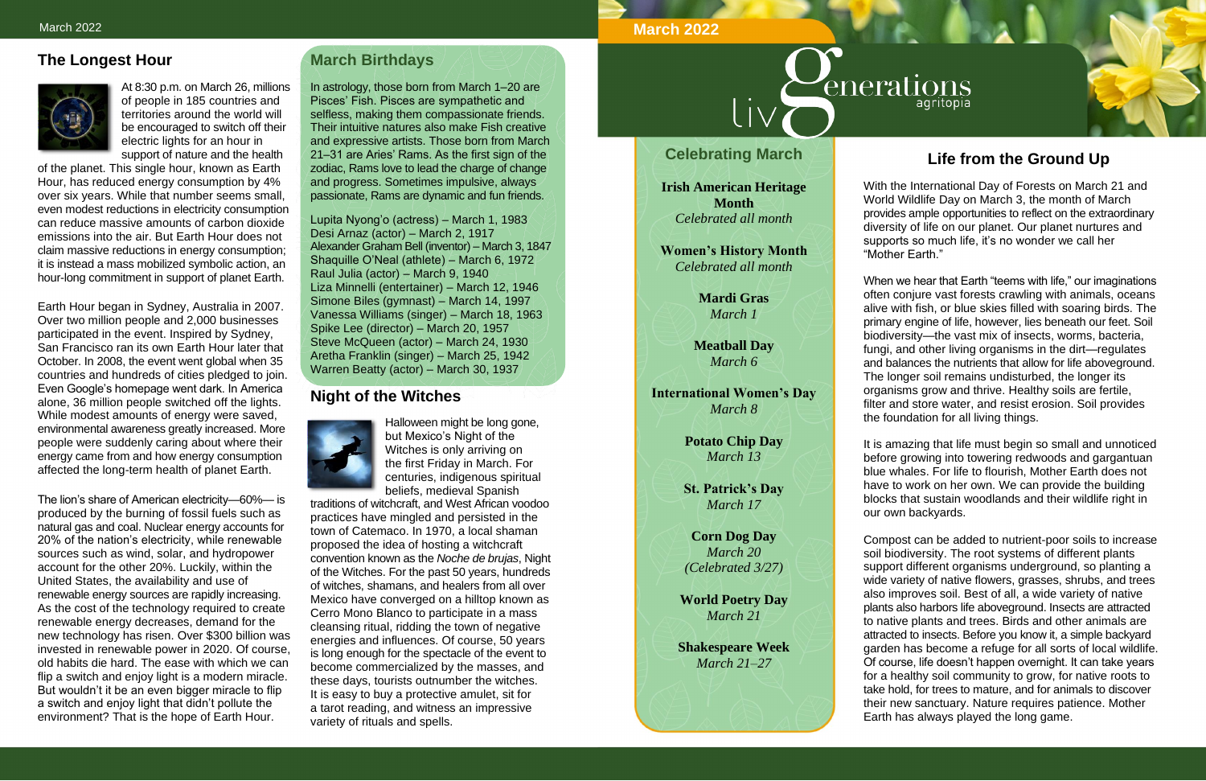## The Longest Hour

At 8:30 p.m. on March 26, millions of people in 185 countries and territories around the world will be encouraged to switch off their electric lights for an hour in support of nature and the health of the planet. This single hour, known as Earth Hour, has reduced energy consumption by 4% over six years. While that number seems small, even modest reductions in electricity consumption can reduce massive amounts of carbon dioxide emissions into the air. But Earth Hour does not claim massive reductions in energy consumption; it is instead a mass mobilized symbolic action, an hour-long commitment in support of planet Earth.

Earth Hour began in Sydney, Australia in 2007. Over two million people and 2,000 businesses participated in the event. Inspired by Sydney, San Francisco ran its own Earth Hour later that October. In 2008, the event went global when 35 countries and hundreds of cities pledged to join. Even Google's homepage went dark. In America alone, 36 million people switched off the lights. While modest amounts of energy were saved, environmental awareness greatly increased. More people were suddenly caring about where their energy came from and how energy consumption affected the long-term health of planet Earth.

The lion's share of American electricity—60%— is produced by the burning of fossil fuels such as natural gas and coal. Nuclear energy accounts for 20% of the nation's electricity, while renewable sources such as wind, solar, and hydropower account for the other 20%. Luckily, within the United States, the availability and use of renewable energy sources are rapidly increasing. As the cost of the technology required to create renewable energy decreases, demand for the new technology has risen. Over $300 billion was invested in renewable power in 2020. Of course, old habits die hard. The ease with which we can flip a switch and enjoy light is a modern miracle. But wouldn't it be an even bigger miracle to flip a switch and enjoy light that didn't pollute the environment? That is the hope of Earth Hour.

## March Birthdays

In astrology, those born from March 1–20 are Pisces' Fish. Pisces are sympathetic and selfless, making them compassionate friends. Their intuitive natures also make Fish creative and expressive artists. Those born from March 21–31 are Aries' Rams. As the first sign of the zodiac, Rams love to lead the charge of change and progress. Sometimes impulsive, always passionate, Rams are dynamic and fun friends.

Lupita Nyong'o (actress) – March 1, 1983
Desi Arnaz (actor) – March 2, 1917
Alexander Graham Bell (inventor) – March 3, 1847
Shaquille O'Neal (athlete) – March 6, 1972
Raul Julia (actor) – March 9, 1940
Liza Minnelli (entertainer) – March 12, 1946
Simone Biles (gymnast) – March 14, 1997
Vanessa Williams (singer) – March 18, 1963
Spike Lee (director) – March 20, 1957
Steve McQueen (actor) – March 24, 1930
Aretha Franklin (singer) – March 25, 1942
Warren Beatty (actor) – March 30, 1937

## Night of the Witches

Halloween might be long gone, but Mexico's Night of the Witches is only arriving on the first Friday in March. For centuries, indigenous spiritual beliefs, medieval Spanish traditions of witchcraft, and West African voodoo practices have mingled and persisted in the town of Catemaco. In 1970, a local shaman proposed the idea of hosting a witchcraft convention known as the *Noche de brujas*, Night of the Witches. For the past 50 years, hundreds of witches, shamans, and healers from all over Mexico have converged on a hilltop known as Cerro Mono Blanco to participate in a mass cleansing ritual, ridding the town of negative energies and influences. Of course, 50 years is long enough for the spectacle of the event to become commercialized by the masses, and these days, tourists outnumber the witches. It is easy to buy a protective amulet, sit for a tarot reading, and witness an impressive variety of rituals and spells.

# Living Generations Agritopia — March 2022

## Celebrating March

**Irish American Heritage Month**
*Celebrated all month*

**Women's History Month**
*Celebrated all month*

**Mardi Gras**
*March 1*

**Meatball Day**
*March 6*

**International Women's Day**
*March 8*

**Potato Chip Day**
*March 13*

**St. Patrick's Day**
*March 17*

**Corn Dog Day**
*March 20*
*(Celebrated 3/27)*

**World Poetry Day**
*March 21*

**Shakespeare Week**
*March 21–27*

## Life from the Ground Up

With the International Day of Forests on March 21 and World Wildlife Day on March 3, the month of March provides ample opportunities to reflect on the extraordinary diversity of life on our planet. Our planet nurtures and supports so much life, it's no wonder we call her "Mother Earth."

When we hear that Earth "teems with life," our imaginations often conjure vast forests crawling with animals, oceans alive with fish, or blue skies filled with soaring birds. The primary engine of life, however, lies beneath our feet. Soil biodiversity—the vast mix of insects, worms, bacteria, fungi, and other living organisms in the dirt—regulates and balances the nutrients that allow for life aboveground. The longer soil remains undisturbed, the longer its organisms grow and thrive. Healthy soils are fertile, filter and store water, and resist erosion. Soil provides the foundation for all living things.

It is amazing that life must begin so small and unnoticed before growing into towering redwoods and gargantuan blue whales. For life to flourish, Mother Earth does not have to work on her own. We can provide the building blocks that sustain woodlands and their wildlife right in our own backyards.

Compost can be added to nutrient-poor soils to increase soil biodiversity. The root systems of different plants support different organisms underground, so planting a wide variety of native flowers, grasses, shrubs, and trees also improves soil. Best of all, a wide variety of native plants also harbors life aboveground. Insects are attracted to native plants and trees. Birds and other animals are attracted to insects. Before you know it, a simple backyard garden has become a refuge for all sorts of local wildlife. Of course, life doesn't happen overnight. It can take years for a healthy soil community to grow, for native roots to take hold, for trees to mature, and for animals to discover their new sanctuary. Nature requires patience. Mother Earth has always played the long game.